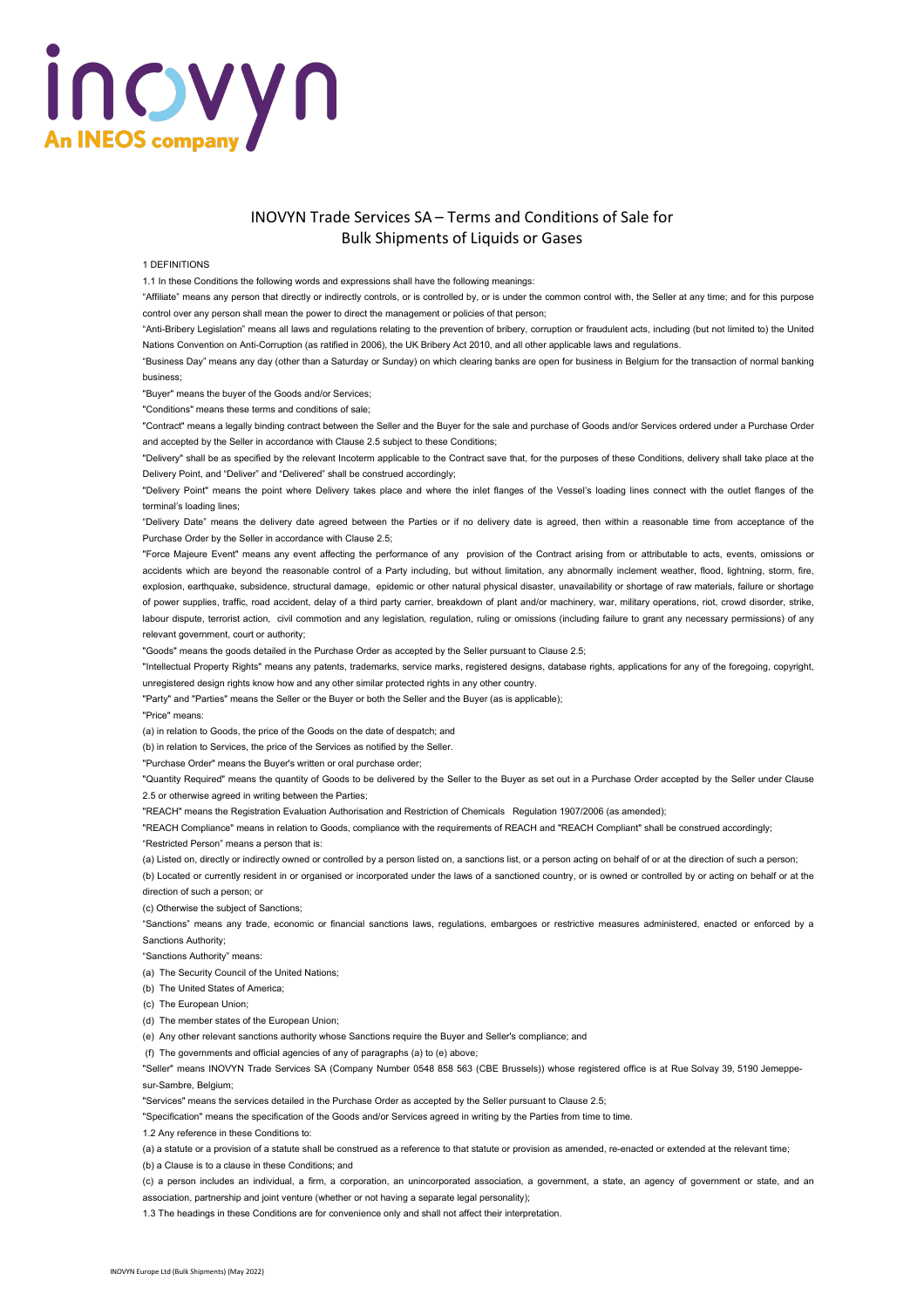# INOVYN Trade Services SA – Terms and Conditions of Sale for Bulk Shipments of Liquids or Gases

1 DEFINITIONS

1.1 In these Conditions the following words and expressions shall have the following meanings:

"Affiliate" means any person that directly or indirectly controls, or is controlled by, or is under the common control with, the Seller at any time; and for this purpose control over any person shall mean the power to direct the management or policies of that person;

"Anti-Bribery Legislation" means all laws and regulations relating to the prevention of bribery, corruption or fraudulent acts, including (but not limited to) the United Nations Convention on Anti-Corruption (as ratified in 2006), the UK Bribery Act 2010, and all other applicable laws and regulations.

"Business Day" means any day (other than a Saturday or Sunday) on which clearing banks are open for business in Belgium for the transaction of normal banking business;

"Buyer" means the buyer of the Goods and/or Services;

"Conditions" means these terms and conditions of sale;

"Contract" means a legally binding contract between the Seller and the Buyer for the sale and purchase of Goods and/or Services ordered under a Purchase Order and accepted by the Seller in accordance with Clause 2.5 subject to these Conditions;

"Delivery" shall be as specified by the relevant Incoterm applicable to the Contract save that, for the purposes of these Conditions, delivery shall take place at the Delivery Point, and "Deliver" and "Delivered" shall be construed accordingly;

"Delivery Point" means the point where Delivery takes place and where the inlet flanges of the Vessel's loading lines connect with the outlet flanges of the terminal's loading lines;

"Delivery Date" means the delivery date agreed between the Parties or if no delivery date is agreed, then within a reasonable time from acceptance of the Purchase Order by the Seller in accordance with Clause 2.5;

"Force Majeure Event" means any event affecting the performance of any provision of the Contract arising from or attributable to acts, events, omissions or accidents which are beyond the reasonable control of a Party including, but without limitation, any abnormally inclement weather, flood, lightning, storm, fire, explosion, earthquake, subsidence, structural damage, epidemic or other natural physical disaster, unavailability or shortage of raw materials, failure or shortage of power supplies, traffic, road accident, delay of a third party carrier, breakdown of plant and/or machinery, war, military operations, riot, crowd disorder, strike, labour dispute, terrorist action, civil commotion and any legislation, regulation, ruling or omissions (including failure to grant any necessary permissions) of any relevant government, court or authority;

"Goods" means the goods detailed in the Purchase Order as accepted by the Seller pursuant to Clause 2.5;

"Intellectual Property Rights" means any patents, trademarks, service marks, registered designs, database rights, applications for any of the foregoing, copyright, unregistered design rights know how and any other similar protected rights in any other country.

"Party" and "Parties" means the Seller or the Buyer or both the Seller and the Buyer (as is applicable);

"Price" means:

(a) in relation to Goods, the price of the Goods on the date of despatch; and

(b) in relation to Services, the price of the Services as notified by the Seller.

"Purchase Order" means the Buyer's written or oral purchase order;

"Quantity Required" means the quantity of Goods to be delivered by the Seller to the Buyer as set out in a Purchase Order accepted by the Seller under Clause 2.5 or otherwise agreed in writing between the Parties;

"REACH" means the Registration Evaluation Authorisation and Restriction of Chemicals Regulation 1907/2006 (as amended);

"REACH Compliance" means in relation to Goods, compliance with the requirements of REACH and "REACH Compliant" shall be construed accordingly;

"Restricted Person" means a person that is:

(a) Listed on, directly or indirectly owned or controlled by a person listed on, a sanctions list, or a person acting on behalf of or at the direction of such a person;

(b) Located or currently resident in or organised or incorporated under the laws of a sanctioned country, or is owned or controlled by or acting on behalf or at the direction of such a person; or

(c) Otherwise the subject of Sanctions;

"Sanctions" means any trade, economic or financial sanctions laws, regulations, embargoes or restrictive measures administered, enacted or enforced by a Sanctions Authority;

"Sanctions Authority" means:

(a) The Security Council of the United Nations;

(b) The United States of America;

(c) The European Union;

(d) The member states of the European Union;

(e) Any other relevant sanctions authority whose Sanctions require the Buyer and Seller's compliance; and

(f) The governments and official agencies of any of paragraphs (a) to (e) above;

"Seller" means INOVYN Trade Services SA (Company Number 0548 858 563 (CBE Brussels)) whose registered office is at Rue Solvay 39, 5190 Jemeppe-sur-Sambre, Belgium;

"Services" means the services detailed in the Purchase Order as accepted by the Seller pursuant to Clause 2.5;

"Specification" means the specification of the Goods and/or Services agreed in writing by the Parties from time to time.

1.2 Any reference in these Conditions to:

(a) a statute or a provision of a statute shall be construed as a reference to that statute or provision as amended, re-enacted or extended at the relevant time;

(b) a Clause is to a clause in these Conditions; and

(c) a person includes an individual, a firm, a corporation, an unincorporated association, a government, a state, an agency of government or state, and an association, partnership and joint venture (whether or not having a separate legal personality);

1.3 The headings in these Conditions are for convenience only and shall not affect their interpretation.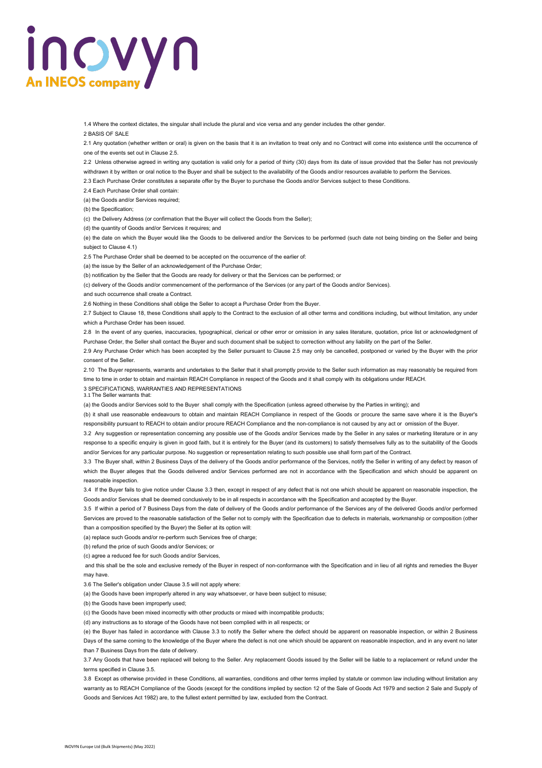1.4 Where the context dictates, the singular shall include the plural and vice versa and any gender includes the other gender.

## 2 BASIS OF SALE

2.1 Any quotation (whether written or oral) is given on the basis that it is an invitation to treat only and no Contract will come into existence until the occurrence of one of the events set out in Clause 2.5.

2.2 Unless otherwise agreed in writing any quotation is valid only for a period of thirty (30) days from its date of issue provided that the Seller has not previously withdrawn it by written or oral notice to the Buyer and shall be subject to the availability of the Goods and/or resources available to perform the Services.

2.3 Each Purchase Order constitutes a separate offer by the Buyer to purchase the Goods and/or Services subject to these Conditions.

2.4 Each Purchase Order shall contain:

(a) the Goods and/or Services required;

(b) the Specification;

(c) the Delivery Address (or confirmation that the Buyer will collect the Goods from the Seller);

(d) the quantity of Goods and/or Services it requires; and

(e) the date on which the Buyer would like the Goods to be delivered and/or the Services to be performed (such date not being binding on the Seller and being subject to Clause 4.1)

2.5 The Purchase Order shall be deemed to be accepted on the occurrence of the earlier of:

(a) the issue by the Seller of an acknowledgement of the Purchase Order;

(b) notification by the Seller that the Goods are ready for delivery or that the Services can be performed; or

(c) delivery of the Goods and/or commencement of the performance of the Services (or any part of the Goods and/or Services).

and such occurrence shall create a Contract.

2.6 Nothing in these Conditions shall oblige the Seller to accept a Purchase Order from the Buyer.

2.7 Subject to Clause 18, these Conditions shall apply to the Contract to the exclusion of all other terms and conditions including, but without limitation, any under which a Purchase Order has been issued.

2.8 In the event of any queries, inaccuracies, typographical, clerical or other error or omission in any sales literature, quotation, price list or acknowledgment of Purchase Order, the Seller shall contact the Buyer and such document shall be subject to correction without any liability on the part of the Seller.

2.9 Any Purchase Order which has been accepted by the Seller pursuant to Clause 2.5 may only be cancelled, postponed or varied by the Buyer with the prior consent of the Seller.

2.10 The Buyer represents, warrants and undertakes to the Seller that it shall promptly provide to the Seller such information as may reasonably be required from time to time in order to obtain and maintain REACH Compliance in respect of the Goods and it shall comply with its obligations under REACH.

## 3 SPECIFICATIONS, WARRANTIES AND REPRESENTATIONS

3.1 The Seller warrants that:

(a) the Goods and/or Services sold to the Buyer shall comply with the Specification (unless agreed otherwise by the Parties in writing); and

(b) it shall use reasonable endeavours to obtain and maintain REACH Compliance in respect of the Goods or procure the same save where it is the Buyer's responsibility pursuant to REACH to obtain and/or procure REACH Compliance and the non-compliance is not caused by any act or omission of the Buyer.

3.2 Any suggestion or representation concerning any possible use of the Goods and/or Services made by the Seller in any sales or marketing literature or in any response to a specific enquiry is given in good faith, but it is entirely for the Buyer (and its customers) to satisfy themselves fully as to the suitability of the Goods and/or Services for any particular purpose. No suggestion or representation relating to such possible use shall form part of the Contract.

3.3 The Buyer shall, within 2 Business Days of the delivery of the Goods and/or performance of the Services, notify the Seller in writing of any defect by reason of which the Buyer alleges that the Goods delivered and/or Services performed are not in accordance with the Specification and which should be apparent on reasonable inspection.

3.4 If the Buyer fails to give notice under Clause 3.3 then, except in respect of any defect that is not one which should be apparent on reasonable inspection, the Goods and/or Services shall be deemed conclusively to be in all respects in accordance with the Specification and accepted by the Buyer.

3.5 If within a period of 7 Business Days from the date of delivery of the Goods and/or performance of the Services any of the delivered Goods and/or performed Services are proved to the reasonable satisfaction of the Seller not to comply with the Specification due to defects in materials, workmanship or composition (other than a composition specified by the Buyer) the Seller at its option will:

(a) replace such Goods and/or re-perform such Services free of charge;

(b) refund the price of such Goods and/or Services; or

(c) agree a reduced fee for such Goods and/or Services,

and this shall be the sole and exclusive remedy of the Buyer in respect of non-conformance with the Specification and in lieu of all rights and remedies the Buyer may have.

3.6 The Seller's obligation under Clause 3.5 will not apply where:

(a) the Goods have been improperly altered in any way whatsoever, or have been subject to misuse;

(b) the Goods have been improperly used;

(c) the Goods have been mixed incorrectly with other products or mixed with incompatible products;

(d) any instructions as to storage of the Goods have not been complied with in all respects; or

(e) the Buyer has failed in accordance with Clause 3.3 to notify the Seller where the defect should be apparent on reasonable inspection, or within 2 Business Days of the same coming to the knowledge of the Buyer where the defect is not one which should be apparent on reasonable inspection, and in any event no later than 7 Business Days from the date of delivery.

3.7 Any Goods that have been replaced will belong to the Seller. Any replacement Goods issued by the Seller will be liable to a replacement or refund under the terms specified in Clause 3.5.

3.8 Except as otherwise provided in these Conditions, all warranties, conditions and other terms implied by statute or common law including without limitation any warranty as to REACH Compliance of the Goods (except for the conditions implied by section 12 of the Sale of Goods Act 1979 and section 2 Sale and Supply of Goods and Services Act 1982) are, to the fullest extent permitted by law, excluded from the Contract.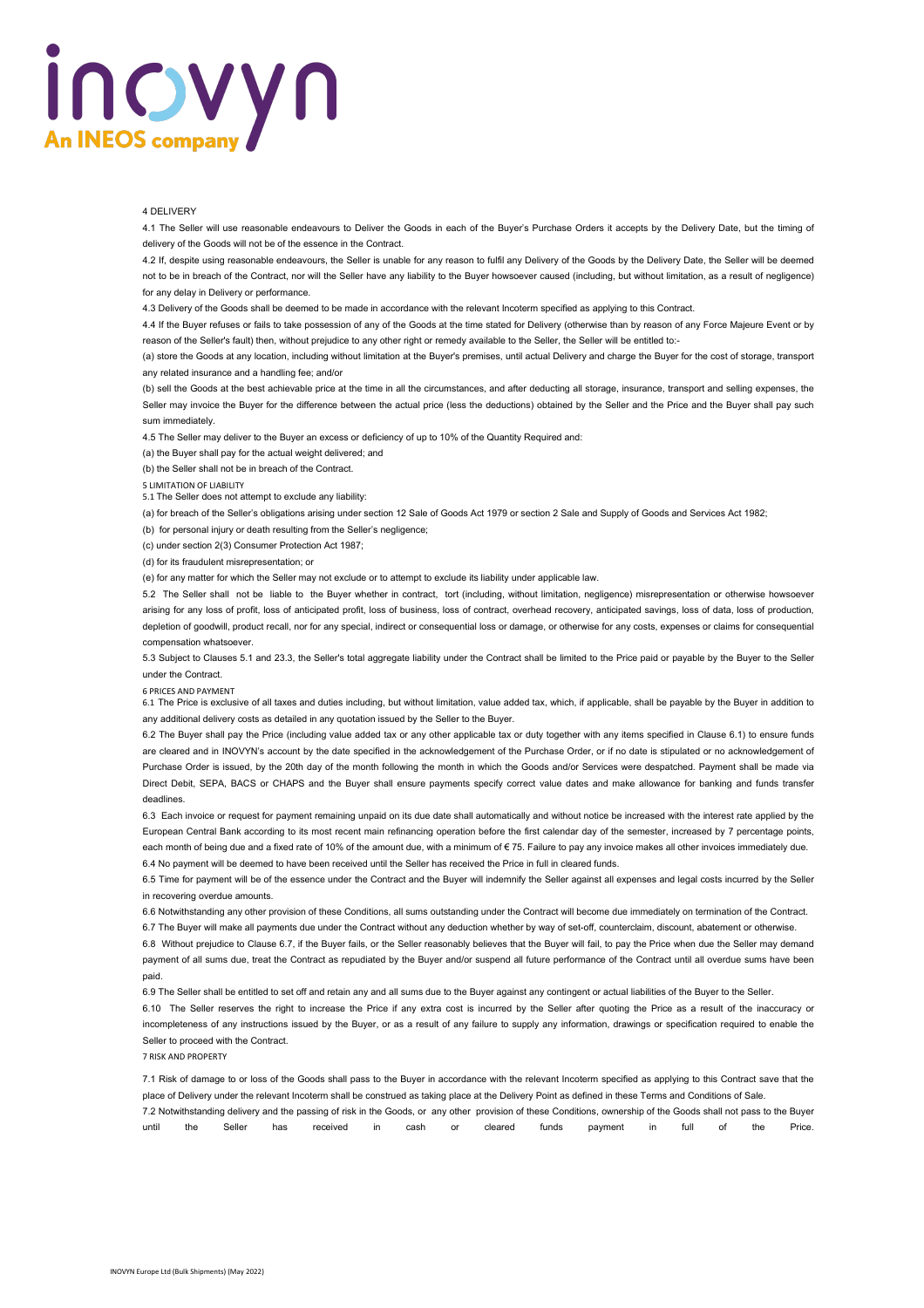## 4 DELIVERY

4.1 The Seller will use reasonable endeavours to Deliver the Goods in each of the Buyer's Purchase Orders it accepts by the Delivery Date, but the timing of delivery of the Goods will not be of the essence in the Contract.

4.2 If, despite using reasonable endeavours, the Seller is unable for any reason to fulfil any Delivery of the Goods by the Delivery Date, the Seller will be deemed not to be in breach of the Contract, nor will the Seller have any liability to the Buyer howsoever caused (including, but without limitation, as a result of negligence) for any delay in Delivery or performance.

4.3 Delivery of the Goods shall be deemed to be made in accordance with the relevant Incoterm specified as applying to this Contract.

4.4 If the Buyer refuses or fails to take possession of any of the Goods at the time stated for Delivery (otherwise than by reason of any Force Majeure Event or by reason of the Seller's fault) then, without prejudice to any other right or remedy available to the Seller, the Seller will be entitled to:-

(a) store the Goods at any location, including without limitation at the Buyer's premises, until actual Delivery and charge the Buyer for the cost of storage, transport any related insurance and a handling fee; and/or

(b) sell the Goods at the best achievable price at the time in all the circumstances, and after deducting all storage, insurance, transport and selling expenses, the Seller may invoice the Buyer for the difference between the actual price (less the deductions) obtained by the Seller and the Price and the Buyer shall pay such sum immediately.

4.5 The Seller may deliver to the Buyer an excess or deficiency of up to 10% of the Quantity Required and:

(a) the Buyer shall pay for the actual weight delivered; and

(b) the Seller shall not be in breach of the Contract.

## 5 LIMITATION OF LIABILITY

5.1 The Seller does not attempt to exclude any liability:

(a) for breach of the Seller's obligations arising under section 12 Sale of Goods Act 1979 or section 2 Sale and Supply of Goods and Services Act 1982;

(b) for personal injury or death resulting from the Seller's negligence;

(c) under section 2(3) Consumer Protection Act 1987;

(d) for its fraudulent misrepresentation; or

(e) for any matter for which the Seller may not exclude or to attempt to exclude its liability under applicable law.

5.2 The Seller shall not be liable to the Buyer whether in contract, tort (including, without limitation, negligence) misrepresentation or otherwise howsoever arising for any loss of profit, loss of anticipated profit, loss of business, loss of contract, overhead recovery, anticipated savings, loss of data, loss of production, depletion of goodwill, product recall, nor for any special, indirect or consequential loss or damage, or otherwise for any costs, expenses or claims for consequential compensation whatsoever.

5.3 Subject to Clauses 5.1 and 23.3, the Seller's total aggregate liability under the Contract shall be limited to the Price paid or payable by the Buyer to the Seller under the Contract.

## 6 PRICES AND PAYMENT

6.1 The Price is exclusive of all taxes and duties including, but without limitation, value added tax, which, if applicable, shall be payable by the Buyer in addition to any additional delivery costs as detailed in any quotation issued by the Seller to the Buyer.

6.2 The Buyer shall pay the Price (including value added tax or any other applicable tax or duty together with any items specified in Clause 6.1) to ensure funds are cleared and in INOVYN's account by the date specified in the acknowledgement of the Purchase Order, or if no date is stipulated or no acknowledgement of Purchase Order is issued, by the 20th day of the month following the month in which the Goods and/or Services were despatched. Payment shall be made via Direct Debit, SEPA, BACS or CHAPS and the Buyer shall ensure payments specify correct value dates and make allowance for banking and funds transfer deadlines.

6.3 Each invoice or request for payment remaining unpaid on its due date shall automatically and without notice be increased with the interest rate applied by the European Central Bank according to its most recent main refinancing operation before the first calendar day of the semester, increased by 7 percentage points, each month of being due and a fixed rate of 10% of the amount due, with a minimum of € 75. Failure to pay any invoice makes all other invoices immediately due.

6.4 No payment will be deemed to have been received until the Seller has received the Price in full in cleared funds.

6.5 Time for payment will be of the essence under the Contract and the Buyer will indemnify the Seller against all expenses and legal costs incurred by the Seller in recovering overdue amounts.

6.6 Notwithstanding any other provision of these Conditions, all sums outstanding under the Contract will become due immediately on termination of the Contract.

6.7 The Buyer will make all payments due under the Contract without any deduction whether by way of set-off, counterclaim, discount, abatement or otherwise.

6.8 Without prejudice to Clause 6.7, if the Buyer fails, or the Seller reasonably believes that the Buyer will fail, to pay the Price when due the Seller may demand payment of all sums due, treat the Contract as repudiated by the Buyer and/or suspend all future performance of the Contract until all overdue sums have been paid.

6.9 The Seller shall be entitled to set off and retain any and all sums due to the Buyer against any contingent or actual liabilities of the Buyer to the Seller.

6.10 The Seller reserves the right to increase the Price if any extra cost is incurred by the Seller after quoting the Price as a result of the inaccuracy or incompleteness of any instructions issued by the Buyer, or as a result of any failure to supply any information, drawings or specification required to enable the Seller to proceed with the Contract.

## 7 RISK AND PROPERTY

7.1 Risk of damage to or loss of the Goods shall pass to the Buyer in accordance with the relevant Incoterm specified as applying to this Contract save that the place of Delivery under the relevant Incoterm shall be construed as taking place at the Delivery Point as defined in these Terms and Conditions of Sale.

7.2 Notwithstanding delivery and the passing of risk in the Goods, or any other provision of these Conditions, ownership of the Goods shall not pass to the Buyer until the Seller has received in cash or cleared funds payment in full of the Price.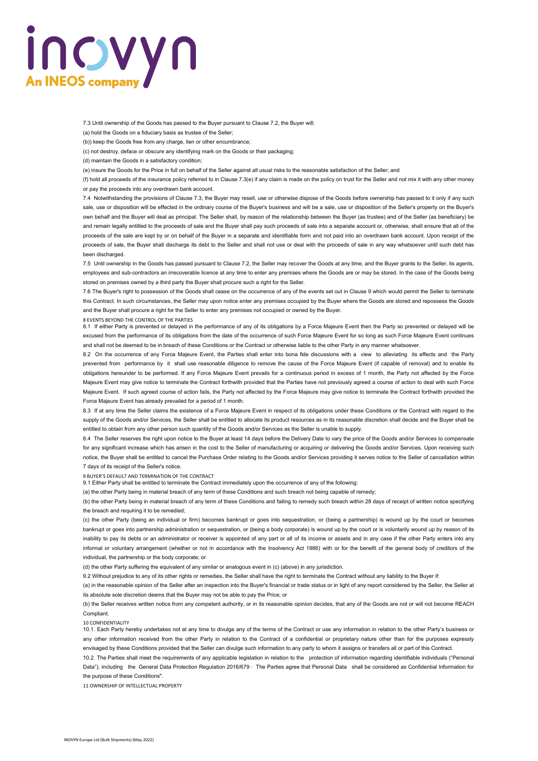7.3 Until ownership of the Goods has passed to the Buyer pursuant to Clause 7.2, the Buyer will:

(a) hold the Goods on a fiduciary basis as trustee of the Seller;

(b)) keep the Goods free from any charge, lien or other encumbrance;

(c) not destroy, deface or obscure any identifying mark on the Goods or their packaging;

(d) maintain the Goods in a satisfactory condition;

(e) insure the Goods for the Price in full on behalf of the Seller against all usual risks to the reasonable satisfaction of the Seller; and

(f) hold all proceeds of the insurance policy referred to in Clause 7.3(e) if any claim is made on the policy on trust for the Seller and not mix it with any other money or pay the proceeds into any overdrawn bank account.

7.4 Notwithstanding the provisions of Clause 7.3, the Buyer may resell, use or otherwise dispose of the Goods before ownership has passed to it only if any such sale, use or disposition will be effected in the ordinary course of the Buyer's business and will be a sale, use or disposition of the Seller's property on the Buyer's own behalf and the Buyer will deal as principal. The Seller shall, by reason of the relationship between the Buyer (as trustee) and of the Seller (as beneficiary) be and remain legally entitled to the proceeds of sale and the Buyer shall pay such proceeds of sale into a separate account or, otherwise, shall ensure that all of the proceeds of the sale are kept by or on behalf of the Buyer in a separate and identifiable form and not paid into an overdrawn bank account. Upon receipt of the proceeds of sale, the Buyer shall discharge its debt to the Seller and shall not use or deal with the proceeds of sale in any way whatsoever until such debt has been discharged.

7.5 Until ownership in the Goods has passed pursuant to Clause 7.2, the Seller may recover the Goods at any time, and the Buyer grants to the Seller, its agents, employees and sub-contractors an irrecoverable licence at any time to enter any premises where the Goods are or may be stored. In the case of the Goods being stored on premises owned by a third party the Buyer shall procure such a right for the Seller.

7.6 The Buyer's right to possession of the Goods shall cease on the occurrence of any of the events set out in Clause 9 which would permit the Seller to terminate this Contract. In such circumstances, the Seller may upon notice enter any premises occupied by the Buyer where the Goods are stored and repossess the Goods and the Buyer shall procure a right for the Seller to enter any premises not occupied or owned by the Buyer.

8 EVENTS BEYOND THE CONTROL OF THE PARTIES

8.1 If either Party is prevented or delayed in the performance of any of its obligations by a Force Majeure Event then the Party so prevented or delayed will be excused from the performance of its obligations from the date of the occurrence of such Force Majeure Event for so long as such Force Majeure Event continues and shall not be deemed to be in breach of these Conditions or the Contract or otherwise liable to the other Party in any manner whatsoever.

8.2 On the occurrence of any Force Majeure Event, the Parties shall enter into bona fide discussions with a view to alleviating its effects and the Party prevented from performance by it shall use reasonable diligence to remove the cause of the Force Majeure Event (if capable of removal) and to enable its obligations hereunder to be performed. If any Force Majeure Event prevails for a continuous period in excess of 1 month, the Party not affected by the Force Majeure Event may give notice to terminate the Contract forthwith provided that the Parties have not previously agreed a course of action to deal with such Force Majeure Event. If such agreed course of action fails, the Party not affected by the Force Majeure may give notice to terminate the Contract forthwith provided the Force Majeure Event has already prevailed for a period of 1 month.

8.3 If at any time the Seller claims the existence of a Force Majeure Event in respect of its obligations under these Conditions or the Contract with regard to the supply of the Goods and/or Services, the Seller shall be entitled to allocate its product resources as in its reasonable discretion shall decide and the Buyer shall be entitled to obtain from any other person such quantity of the Goods and/or Services as the Seller is unable to supply.

8.4 The Seller reserves the right upon notice to the Buyer at least 14 days before the Delivery Date to vary the price of the Goods and/or Services to compensate for any significant increase which has arisen in the cost to the Seller of manufacturing or acquiring or delivering the Goods and/or Services. Upon receiving such notice, the Buyer shall be entitled to cancel the Purchase Order relating to the Goods and/or Services providing it serves notice to the Seller of cancellation within 7 days of its receipt of the Seller's notice.

9 BUYER'S DEFAULT AND TERMINATION OF THE CONTRACT

9.1 Either Party shall be entitled to terminate the Contract immediately upon the occurrence of any of the following:

(a) the other Party being in material breach of any term of these Conditions and such breach not being capable of remedy;

(b) the other Party being in material breach of any term of these Conditions and failing to remedy such breach within 28 days of receipt of written notice specifying the breach and requiring it to be remedied;

(c) the other Party (being an individual or firm) becomes bankrupt or goes into sequestration, or (being a partnership) is wound up by the court or becomes bankrupt or goes into partnership administration or sequestration, or (being a body corporate) is wound up by the court or is voluntarily wound up by reason of its inability to pay its debts or an administrator or receiver is appointed of any part or all of its income or assets and in any case if the other Party enters into any informal or voluntary arrangement (whether or not in accordance with the Insolvency Act 1986) with or for the benefit of the general body of creditors of the individual, the partnership or the body corporate; or

(d) the other Party suffering the equivalent of any similar or analogous event in (c) (above) in any jurisdiction.

9.2 Without prejudice to any of its other rights or remedies, the Seller shall have the right to terminate the Contract without any liability to the Buyer if:

(a) in the reasonable opinion of the Seller after an inspection into the Buyer's financial or trade status or in light of any report considered by the Seller, the Seller at its absolute sole discretion deems that the Buyer may not be able to pay the Price; or

(b) the Seller receives written notice from any competent authority, or in its reasonable opinion decides, that any of the Goods are not or will not become REACH Compliant.

10 CONFIDENTIALITY

10.1. Each Party hereby undertakes not at any time to divulge any of the terms of the Contract or use any information in relation to the other Party's business or any other information received from the other Party in relation to the Contract of a confidential or proprietary nature other than for the purposes expressly envisaged by these Conditions provided that the Seller can divulge such information to any party to whom it assigns or transfers all or part of this Contract.

10.2. The Parties shall meet the requirements of any applicable legislation in relation to the protection of information regarding identifiable individuals ("Personal Data"), including the General Data Protection Regulation 2016/679 · The Parties agree that Personal Data shall be considered as Confidential Information for the purpose of these Conditions".

11 OWNERSHIP OF INTELLECTUAL PROPERTY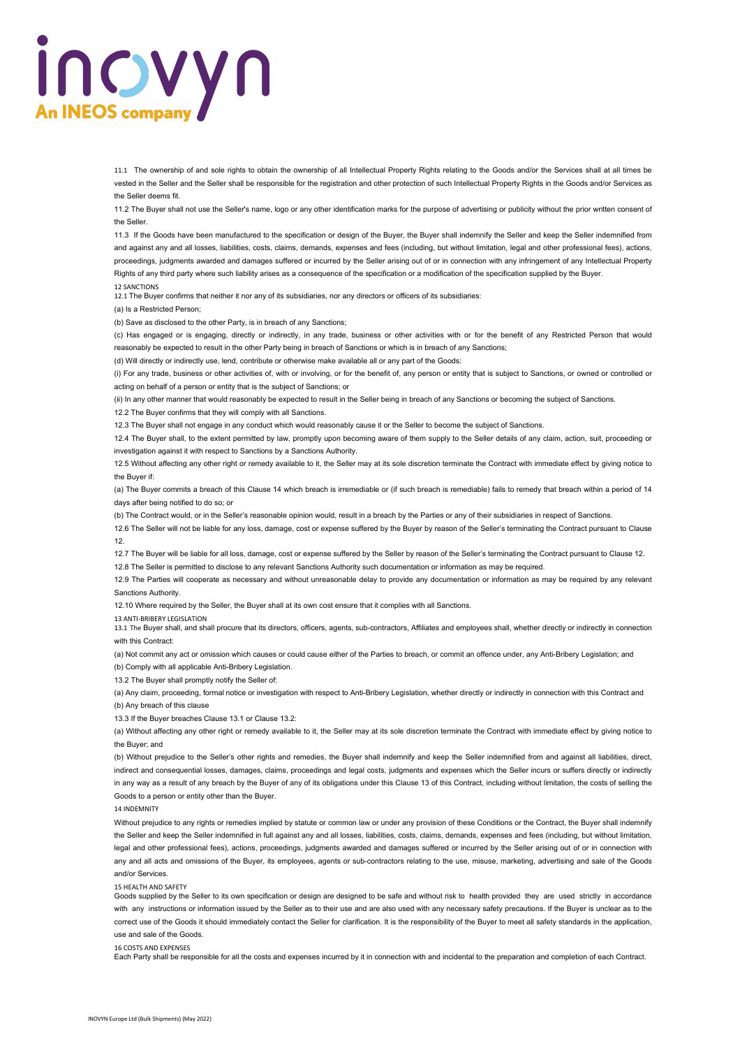11.1 The ownership of and sole rights to obtain the ownership of all Intellectual Property Rights relating to the Goods and/or the Services shall at all times be vested in the Seller and the Seller shall be responsible for the registration and other protection of such Intellectual Property Rights in the Goods and/or Services as the Seller deems fit.

11.2 The Buyer shall not use the Seller's name, logo or any other identification marks for the purpose of advertising or publicity without the prior written consent of the Seller.

11.3 If the Goods have been manufactured to the specification or design of the Buyer, the Buyer shall indemnify the Seller and keep the Seller indemnified from and against any and all losses, liabilities, costs, claims, demands, expenses and fees (including, but without limitation, legal and other professional fees), actions, proceedings, judgments awarded and damages suffered or incurred by the Seller arising out of or in connection with any infringement of any Intellectual Property Rights of any third party where such liability arises as a consequence of the specification or a modification of the specification supplied by the Buyer.

12 SANCTIONS

12.1 The Buyer confirms that neither it nor any of its subsidiaries, nor any directors or officers of its subsidiaries:

(a) Is a Restricted Person;

(b) Save as disclosed to the other Party, is in breach of any Sanctions;

(c) Has engaged or is engaging, directly or indirectly, in any trade, business or other activities with or for the benefit of any Restricted Person that would reasonably be expected to result in the other Party being in breach of Sanctions or which is in breach of any Sanctions;

(d) Will directly or indirectly use, lend, contribute or otherwise make available all or any part of the Goods:

(i) For any trade, business or other activities of, with or involving, or for the benefit of, any person or entity that is subject to Sanctions, or owned or controlled or acting on behalf of a person or entity that is the subject of Sanctions; or

(ii) In any other manner that would reasonably be expected to result in the Seller being in breach of any Sanctions or becoming the subject of Sanctions.

12.2 The Buyer confirms that they will comply with all Sanctions.

12.3 The Buyer shall not engage in any conduct which would reasonably cause it or the Seller to become the subject of Sanctions.

12.4 The Buyer shall, to the extent permitted by law, promptly upon becoming aware of them supply to the Seller details of any claim, action, suit, proceeding or investigation against it with respect to Sanctions by a Sanctions Authority.

12.5 Without affecting any other right or remedy available to it, the Seller may at its sole discretion terminate the Contract with immediate effect by giving notice to the Buyer if:

(a) The Buyer commits a breach of this Clause 14 which breach is irremediable or (if such breach is remediable) fails to remedy that breach within a period of 14 days after being notified to do so; or

(b) The Contract would, or in the Seller's reasonable opinion would, result in a breach by the Parties or any of their subsidiaries in respect of Sanctions.

12.6 The Seller will not be liable for any loss, damage, cost or expense suffered by the Buyer by reason of the Seller's terminating the Contract pursuant to Clause 12.

12.7 The Buyer will be liable for all loss, damage, cost or expense suffered by the Seller by reason of the Seller's terminating the Contract pursuant to Clause 12.

12.8 The Seller is permitted to disclose to any relevant Sanctions Authority such documentation or information as may be required.

12.9 The Parties will cooperate as necessary and without unreasonable delay to provide any documentation or information as may be required by any relevant Sanctions Authority.

12.10 Where required by the Seller, the Buyer shall at its own cost ensure that it complies with all Sanctions.

13 ANTI-BRIBERY LEGISLATION

13.1 The Buyer shall, and shall procure that its directors, officers, agents, sub-contractors, Affiliates and employees shall, whether directly or indirectly in connection with this Contract:

(a) Not commit any act or omission which causes or could cause either of the Parties to breach, or commit an offence under, any Anti-Bribery Legislation; and

(b) Comply with all applicable Anti-Bribery Legislation.

13.2 The Buyer shall promptly notify the Seller of:

(a) Any claim, proceeding, formal notice or investigation with respect to Anti-Bribery Legislation, whether directly or indirectly in connection with this Contract and

(b) Any breach of this clause

13.3 If the Buyer breaches Clause 13.1 or Clause 13.2:

(a) Without affecting any other right or remedy available to it, the Seller may at its sole discretion terminate the Contract with immediate effect by giving notice to the Buyer; and

(b) Without prejudice to the Seller's other rights and remedies, the Buyer shall indemnify and keep the Seller indemnified from and against all liabilities, direct, indirect and consequential losses, damages, claims, proceedings and legal costs, judgments and expenses which the Seller incurs or suffers directly or indirectly in any way as a result of any breach by the Buyer of any of its obligations under this Clause 13 of this Contract, including without limitation, the costs of selling the Goods to a person or entity other than the Buyer.

14 INDEMNITY

Without prejudice to any rights or remedies implied by statute or common law or under any provision of these Conditions or the Contract, the Buyer shall indemnify the Seller and keep the Seller indemnified in full against any and all losses, liabilities, costs, claims, demands, expenses and fees (including, but without limitation, legal and other professional fees), actions, proceedings, judgments awarded and damages suffered or incurred by the Seller arising out of or in connection with any and all acts and omissions of the Buyer, its employees, agents or sub-contractors relating to the use, misuse, marketing, advertising and sale of the Goods and/or Services.

15 HEALTH AND SAFETY

Goods supplied by the Seller to its own specification or design are designed to be safe and without risk to health provided they are used strictly in accordance with any instructions or information issued by the Seller as to their use and are also used with any necessary safety precautions. If the Buyer is unclear as to the correct use of the Goods it should immediately contact the Seller for clarification. It is the responsibility of the Buyer to meet all safety standards in the application, use and sale of the Goods.

16 COSTS AND EXPENSES

Each Party shall be responsible for all the costs and expenses incurred by it in connection with and incidental to the preparation and completion of each Contract.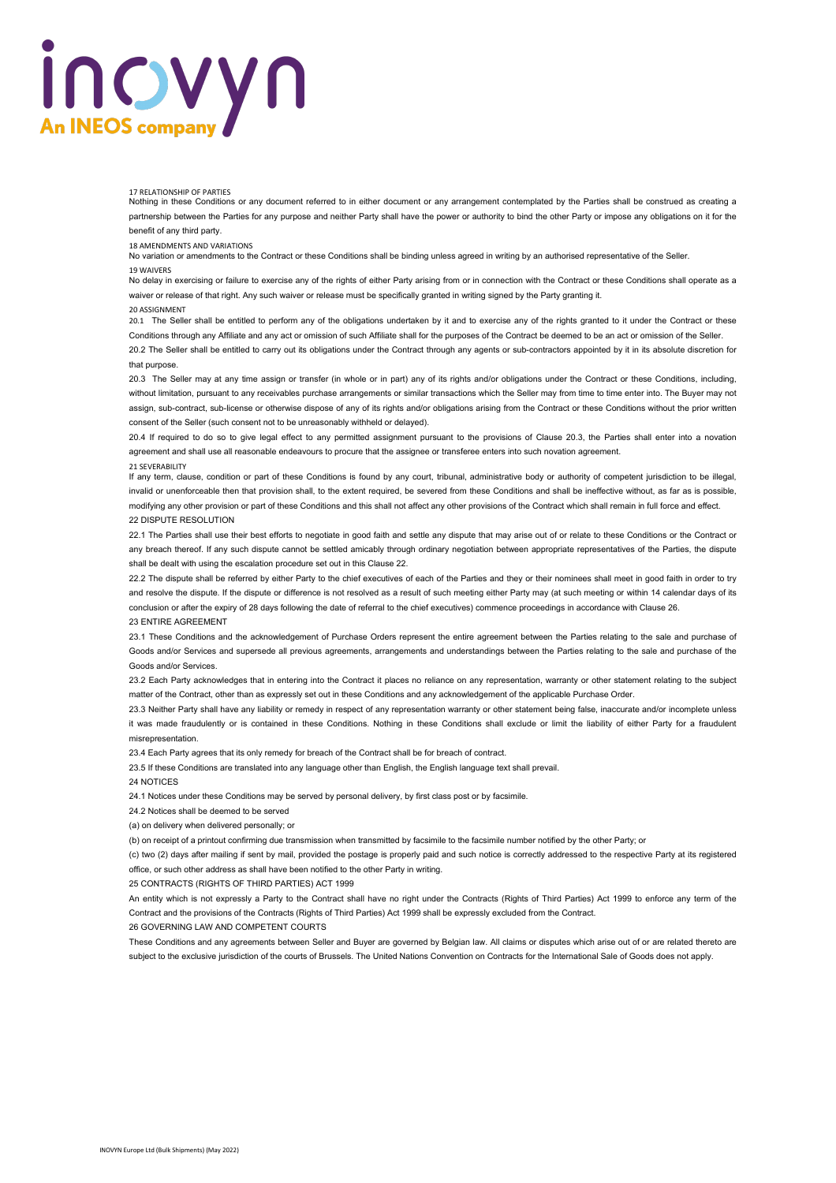## 17 RELATIONSHIP OF PARTIES

Nothing in these Conditions or any document referred to in either document or any arrangement contemplated by the Parties shall be construed as creating a partnership between the Parties for any purpose and neither Party shall have the power or authority to bind the other Party or impose any obligations on it for the benefit of any third party.

## 18 AMENDMENTS AND VARIATIONS

No variation or amendments to the Contract or these Conditions shall be binding unless agreed in writing by an authorised representative of the Seller.

## 19 WAIVERS

No delay in exercising or failure to exercise any of the rights of either Party arising from or in connection with the Contract or these Conditions shall operate as a waiver or release of that right. Any such waiver or release must be specifically granted in writing signed by the Party granting it.

## 20 ASSIGNMENT

20.1 The Seller shall be entitled to perform any of the obligations undertaken by it and to exercise any of the rights granted to it under the Contract or these Conditions through any Affiliate and any act or omission of such Affiliate shall for the purposes of the Contract be deemed to be an act or omission of the Seller.

20.2 The Seller shall be entitled to carry out its obligations under the Contract through any agents or sub-contractors appointed by it in its absolute discretion for that purpose.

20.3 The Seller may at any time assign or transfer (in whole or in part) any of its rights and/or obligations under the Contract or these Conditions, including, without limitation, pursuant to any receivables purchase arrangements or similar transactions which the Seller may from time to time enter into. The Buyer may not assign, sub-contract, sub-license or otherwise dispose of any of its rights and/or obligations arising from the Contract or these Conditions without the prior written consent of the Seller (such consent not to be unreasonably withheld or delayed).

20.4 If required to do so to give legal effect to any permitted assignment pursuant to the provisions of Clause 20.3, the Parties shall enter into a novation agreement and shall use all reasonable endeavours to procure that the assignee or transferee enters into such novation agreement.

## 21 SEVERABILITY

If any term, clause, condition or part of these Conditions is found by any court, tribunal, administrative body or authority of competent jurisdiction to be illegal, invalid or unenforceable then that provision shall, to the extent required, be severed from these Conditions and shall be ineffective without, as far as is possible, modifying any other provision or part of these Conditions and this shall not affect any other provisions of the Contract which shall remain in full force and effect.

## 22 DISPUTE RESOLUTION

22.1 The Parties shall use their best efforts to negotiate in good faith and settle any dispute that may arise out of or relate to these Conditions or the Contract or any breach thereof. If any such dispute cannot be settled amicably through ordinary negotiation between appropriate representatives of the Parties, the dispute shall be dealt with using the escalation procedure set out in this Clause 22.

22.2 The dispute shall be referred by either Party to the chief executives of each of the Parties and they or their nominees shall meet in good faith in order to try and resolve the dispute. If the dispute or difference is not resolved as a result of such meeting either Party may (at such meeting or within 14 calendar days of its conclusion or after the expiry of 28 days following the date of referral to the chief executives) commence proceedings in accordance with Clause 26.

## 23 ENTIRE AGREEMENT

23.1 These Conditions and the acknowledgement of Purchase Orders represent the entire agreement between the Parties relating to the sale and purchase of Goods and/or Services and supersede all previous agreements, arrangements and understandings between the Parties relating to the sale and purchase of the Goods and/or Services.

23.2 Each Party acknowledges that in entering into the Contract it places no reliance on any representation, warranty or other statement relating to the subject matter of the Contract, other than as expressly set out in these Conditions and any acknowledgement of the applicable Purchase Order.

23.3 Neither Party shall have any liability or remedy in respect of any representation warranty or other statement being false, inaccurate and/or incomplete unless it was made fraudulently or is contained in these Conditions. Nothing in these Conditions shall exclude or limit the liability of either Party for a fraudulent misrepresentation.

23.4 Each Party agrees that its only remedy for breach of the Contract shall be for breach of contract.

23.5 If these Conditions are translated into any language other than English, the English language text shall prevail.

## 24 NOTICES

24.1 Notices under these Conditions may be served by personal delivery, by first class post or by facsimile.

24.2 Notices shall be deemed to be served

(a) on delivery when delivered personally; or

(b) on receipt of a printout confirming due transmission when transmitted by facsimile to the facsimile number notified by the other Party; or

(c) two (2) days after mailing if sent by mail, provided the postage is properly paid and such notice is correctly addressed to the respective Party at its registered office, or such other address as shall have been notified to the other Party in writing.

## 25 CONTRACTS (RIGHTS OF THIRD PARTIES) ACT 1999

An entity which is not expressly a Party to the Contract shall have no right under the Contracts (Rights of Third Parties) Act 1999 to enforce any term of the Contract and the provisions of the Contracts (Rights of Third Parties) Act 1999 shall be expressly excluded from the Contract.

## 26 GOVERNING LAW AND COMPETENT COURTS

These Conditions and any agreements between Seller and Buyer are governed by Belgian law. All claims or disputes which arise out of or are related thereto are subject to the exclusive jurisdiction of the courts of Brussels. The United Nations Convention on Contracts for the International Sale of Goods does not apply.